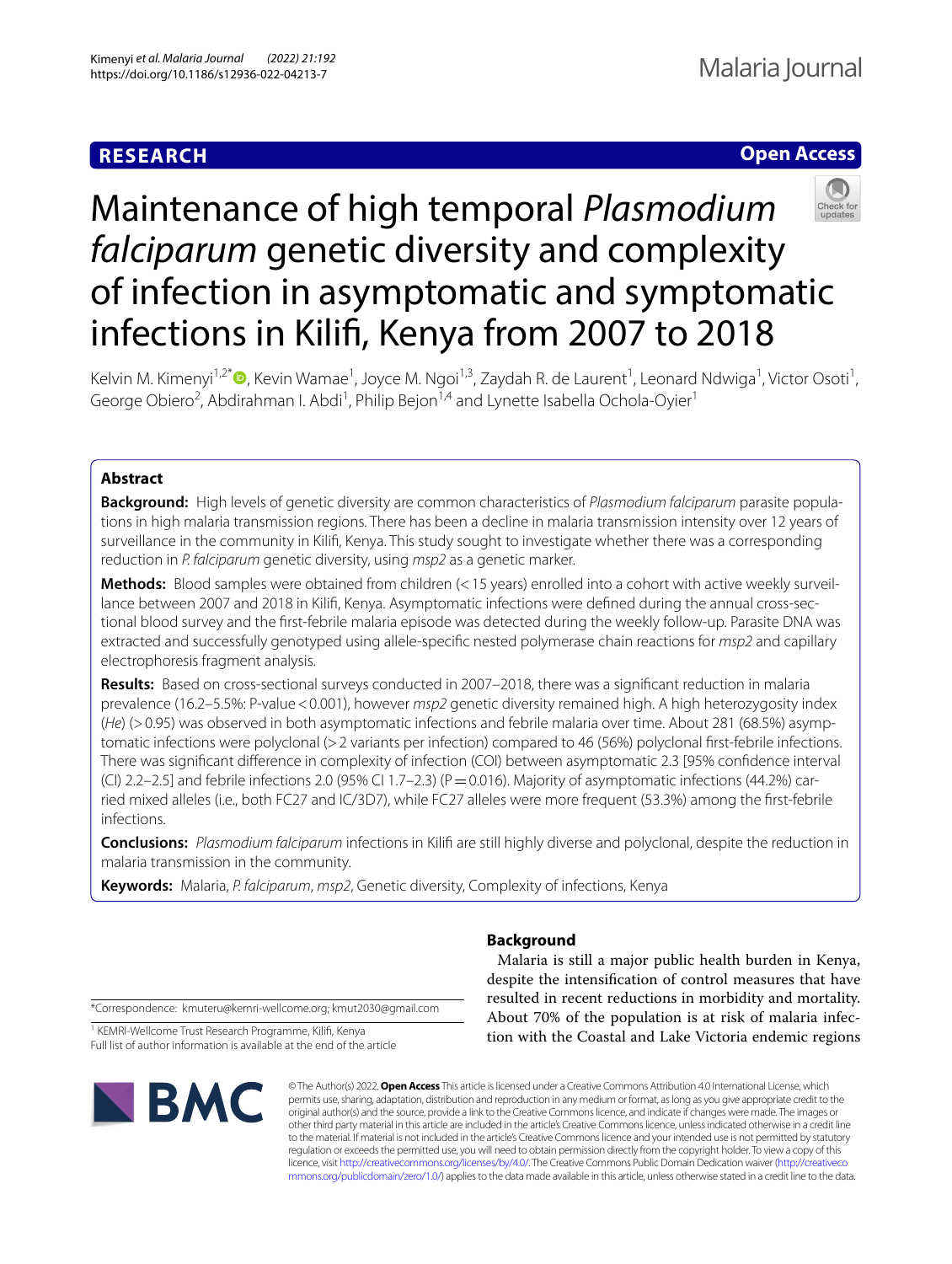**RESEARCH** **Open Access**

# Maintenance of high temporal *Plasmodium falciparum* genetic diversity and complexity of infection in asymptomatic and symptomatic infections in Kilifi, Kenya from 2007 to 2018

Kelvin M. Kimenyi[1,2*], Kevin Wamae[1], Joyce M. Ngoi[1,3], Zaydah R. de Laurent[1], Leonard Ndwiga[1], Victor Osoti[1], George Obiero[2], Abdirahman I. Abdi[1], Philip Bejon[1,4] and Lynette Isabella Ochola-Oyier[1]

## Abstract

**Background:** High levels of genetic diversity are common characteristics of *Plasmodium falciparum* parasite populations in high malaria transmission regions. There has been a decline in malaria transmission intensity over 12 years of surveillance in the community in Kilifi, Kenya. This study sought to investigate whether there was a corresponding reduction in *P. falciparum* genetic diversity, using *msp2* as a genetic marker.

**Methods:** Blood samples were obtained from children (< 15 years) enrolled into a cohort with active weekly surveillance between 2007 and 2018 in Kilifi, Kenya. Asymptomatic infections were defined during the annual cross-sectional blood survey and the first-febrile malaria episode was detected during the weekly follow-up. Parasite DNA was extracted and successfully genotyped using allele-specific nested polymerase chain reactions for *msp2* and capillary electrophoresis fragment analysis.

**Results:** Based on cross-sectional surveys conducted in 2007–2018, there was a significant reduction in malaria prevalence (16.2–5.5%: P-value < 0.001), however *msp2* genetic diversity remained high. A high heterozygosity index (*He*) (> 0.95) was observed in both asymptomatic infections and febrile malaria over time. About 281 (68.5%) asymptomatic infections were polyclonal (> 2 variants per infection) compared to 46 (56%) polyclonal first-febrile infections. There was significant difference in complexity of infection (COI) between asymptomatic 2.3 [95% confidence interval (CI) 2.2–2.5] and febrile infections 2.0 (95% CI 1.7–2.3) (P = 0.016). Majority of asymptomatic infections (44.2%) carried mixed alleles (i.e., both FC27 and IC/3D7), while FC27 alleles were more frequent (53.3%) among the first-febrile infections.

**Conclusions:** *Plasmodium falciparum* infections in Kilifi are still highly diverse and polyclonal, despite the reduction in malaria transmission in the community.

**Keywords:** Malaria, *P. falciparum*, *msp2*, Genetic diversity, Complexity of infections, Kenya

*Correspondence: kmuteru@kemri-wellcome.org; kmut2030@gmail.com

[1] KEMRI-Wellcome Trust Research Programme, Kilifi, Kenya
Full list of author information is available at the end of the article

## Background

Malaria is still a major public health burden in Kenya, despite the intensification of control measures that have resulted in recent reductions in morbidity and mortality. About 70% of the population is at risk of malaria infection with the Coastal and Lake Victoria endemic regions

© The Author(s) 2022. **Open Access** This article is licensed under a Creative Commons Attribution 4.0 International License, which permits use, sharing, adaptation, distribution and reproduction in any medium or format, as long as you give appropriate credit to the original author(s) and the source, provide a link to the Creative Commons licence, and indicate if changes were made. The images or other third party material in this article are included in the article's Creative Commons licence, unless indicated otherwise in a credit line to the material. If material is not included in the article's Creative Commons licence and your intended use is not permitted by statutory regulation or exceeds the permitted use, you will need to obtain permission directly from the copyright holder. To view a copy of this licence, visit http://creativecommons.org/licenses/by/4.0/. The Creative Commons Public Domain Dedication waiver (http://creativecommons.org/publicdomain/zero/1.0/) applies to the data made available in this article, unless otherwise stated in a credit line to the data.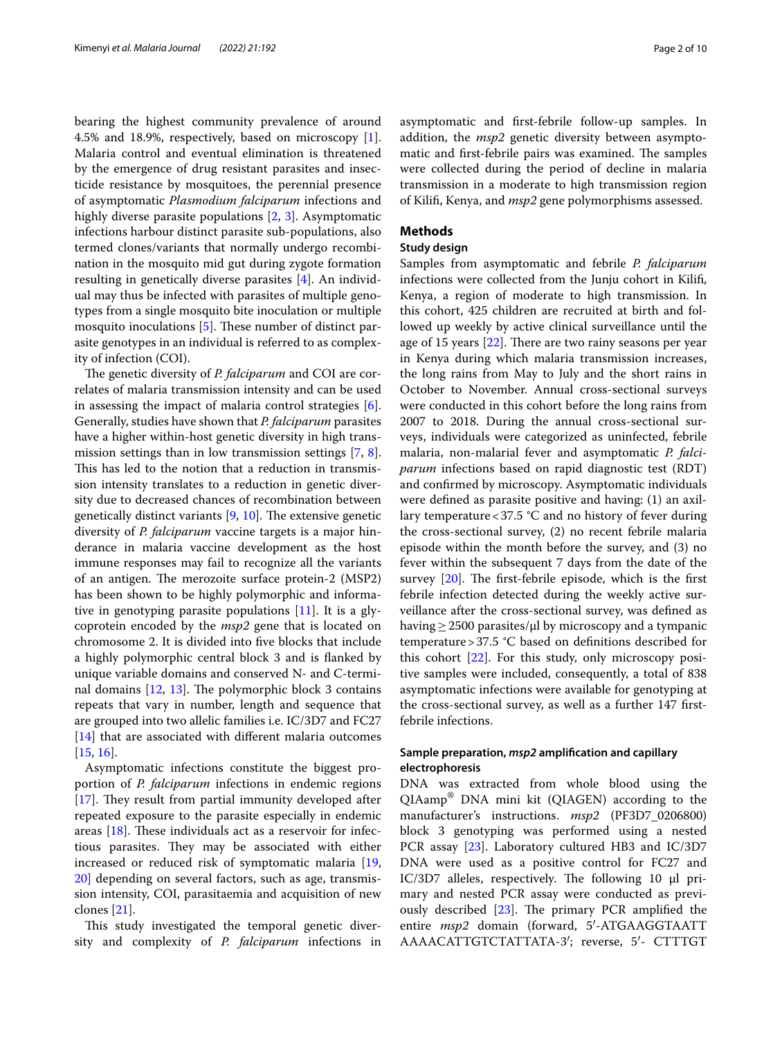bearing the highest community prevalence of around 4.5% and 18.9%, respectively, based on microscopy [1]. Malaria control and eventual elimination is threatened by the emergence of drug resistant parasites and insecticide resistance by mosquitoes, the perennial presence of asymptomatic *Plasmodium falciparum* infections and highly diverse parasite populations [2, 3]. Asymptomatic infections harbour distinct parasite sub-populations, also termed clones/variants that normally undergo recombination in the mosquito mid gut during zygote formation resulting in genetically diverse parasites [4]. An individual may thus be infected with parasites of multiple genotypes from a single mosquito bite inoculation or multiple mosquito inoculations [5]. These number of distinct parasite genotypes in an individual is referred to as complexity of infection (COI).

The genetic diversity of *P. falciparum* and COI are correlates of malaria transmission intensity and can be used in assessing the impact of malaria control strategies [6]. Generally, studies have shown that *P. falciparum* parasites have a higher within-host genetic diversity in high transmission settings than in low transmission settings [7, 8]. This has led to the notion that a reduction in transmission intensity translates to a reduction in genetic diversity due to decreased chances of recombination between genetically distinct variants [9, 10]. The extensive genetic diversity of *P. falciparum* vaccine targets is a major hinderance in malaria vaccine development as the host immune responses may fail to recognize all the variants of an antigen. The merozoite surface protein-2 (MSP2) has been shown to be highly polymorphic and informative in genotyping parasite populations [11]. It is a glycoprotein encoded by the *msp2* gene that is located on chromosome 2. It is divided into five blocks that include a highly polymorphic central block 3 and is flanked by unique variable domains and conserved N- and C-terminal domains [12, 13]. The polymorphic block 3 contains repeats that vary in number, length and sequence that are grouped into two allelic families i.e. IC/3D7 and FC27 [14] that are associated with different malaria outcomes [15, 16].

Asymptomatic infections constitute the biggest proportion of *P. falciparum* infections in endemic regions [17]. They result from partial immunity developed after repeated exposure to the parasite especially in endemic areas [18]. These individuals act as a reservoir for infectious parasites. They may be associated with either increased or reduced risk of symptomatic malaria [19, 20] depending on several factors, such as age, transmission intensity, COI, parasitaemia and acquisition of new clones [21].

This study investigated the temporal genetic diversity and complexity of *P. falciparum* infections in asymptomatic and first-febrile follow-up samples. In addition, the *msp2* genetic diversity between asymptomatic and first-febrile pairs was examined. The samples were collected during the period of decline in malaria transmission in a moderate to high transmission region of Kilifi, Kenya, and *msp2* gene polymorphisms assessed.

## Methods

### Study design

Samples from asymptomatic and febrile *P. falciparum* infections were collected from the Junju cohort in Kilifi, Kenya, a region of moderate to high transmission. In this cohort, 425 children are recruited at birth and followed up weekly by active clinical surveillance until the age of 15 years [22]. There are two rainy seasons per year in Kenya during which malaria transmission increases, the long rains from May to July and the short rains in October to November. Annual cross-sectional surveys were conducted in this cohort before the long rains from 2007 to 2018. During the annual cross-sectional surveys, individuals were categorized as uninfected, febrile malaria, non-malarial fever and asymptomatic *P. falciparum* infections based on rapid diagnostic test (RDT) and confirmed by microscopy. Asymptomatic individuals were defined as parasite positive and having: (1) an axillary temperature < 37.5 °C and no history of fever during the cross-sectional survey, (2) no recent febrile malaria episode within the month before the survey, and (3) no fever within the subsequent 7 days from the date of the survey [20]. The first-febrile episode, which is the first febrile infection detected during the weekly active surveillance after the cross-sectional survey, was defined as having ≥ 2500 parasites/µl by microscopy and a tympanic temperature > 37.5 °C based on definitions described for this cohort [22]. For this study, only microscopy positive samples were included, consequently, a total of 838 asymptomatic infections were available for genotyping at the cross-sectional survey, as well as a further 147 first-febrile infections.

### Sample preparation, *msp2* amplification and capillary electrophoresis

DNA was extracted from whole blood using the QIAamp® DNA mini kit (QIAGEN) according to the manufacturer's instructions. *msp2* (PF3D7_0206800) block 3 genotyping was performed using a nested PCR assay [23]. Laboratory cultured HB3 and IC/3D7 DNA were used as a positive control for FC27 and IC/3D7 alleles, respectively. The following 10 µl primary and nested PCR assay were conducted as previously described [23]. The primary PCR amplified the entire *msp2* domain (forward, 5′-ATGAAGGTAATT AAAACATTGTCTATTATA-3′; reverse, 5′- CTTTGT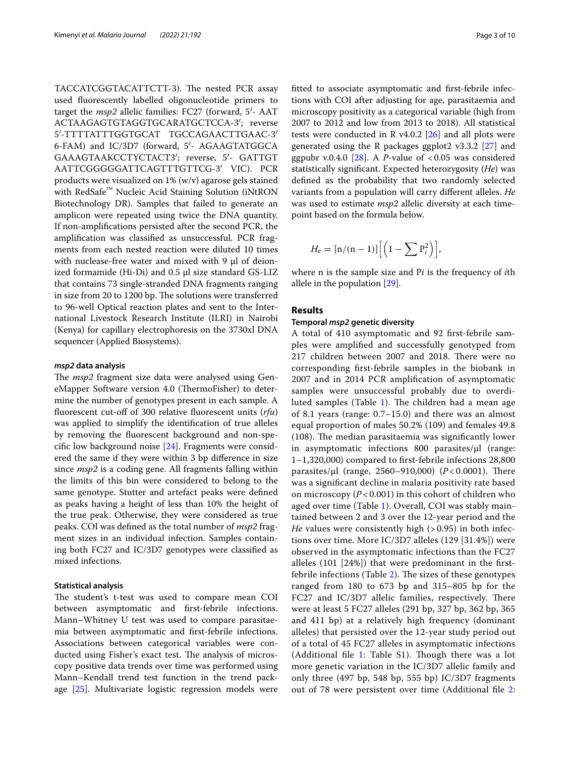TACCATCGGTACATTCTT-3). The nested PCR assay used fluorescently labelled oligonucleotide primers to target the *msp2* allelic families: FC27 (forward, 5′- AAT ACTAAGAGTGTAGGTGCARATGCTCCA-3′; reverse 5′-TTTTATTTGGTGCAT TGCCAGAACTTGAAC-3′ 6-FAM) and IC/3D7 (forward, 5′- AGAAGTATGGCA GAAAGTAAKCCTYCTACT3′; reverse, 5′- GATTGT AATTCGGGGGATTCAGTTTGTTCG-3′ VIC). PCR products were visualized on 1% (w/v) agarose gels stained with RedSafe™ Nucleic Acid Staining Solution (iNtRON Biotechnology DR). Samples that failed to generate an amplicon were repeated using twice the DNA quantity. If non-amplifications persisted after the second PCR, the amplification was classified as unsuccessful. PCR fragments from each nested reaction were diluted 10 times with nuclease-free water and mixed with 9 µl of deionized formamide (Hi-Di) and 0.5 µl size standard GS-LIZ that contains 73 single-stranded DNA fragments ranging in size from 20 to 1200 bp. The solutions were transferred to 96-well Optical reaction plates and sent to the International Livestock Research Institute (ILRI) in Nairobi (Kenya) for capillary electrophoresis on the 3730xl DNA sequencer (Applied Biosystems).

### *msp2* data analysis

The *msp2* fragment size data were analysed using GeneMapper Software version 4.0 (ThermoFisher) to determine the number of genotypes present in each sample. A fluorescent cut-off of 300 relative fluorescent units (*rfu*) was applied to simplify the identification of true alleles by removing the fluorescent background and non-specific low background noise [24]. Fragments were considered the same if they were within 3 bp difference in size since *msp2* is a coding gene. All fragments falling within the limits of this bin were considered to belong to the same genotype. Stutter and artefact peaks were defined as peaks having a height of less than 10% the height of the true peak. Otherwise, they were considered as true peaks. COI was defined as the total number of *msp2* fragment sizes in an individual infection. Samples containing both FC27 and IC/3D7 genotypes were classified as mixed infections.

### Statistical analysis

The student's t-test was used to compare mean COI between asymptomatic and first-febrile infections. Mann–Whitney U test was used to compare parasitaemia between asymptomatic and first-febrile infections. Associations between categorical variables were conducted using Fisher's exact test. The analysis of microscopy positive data trends over time was performed using Mann–Kendall trend test function in the trend package [25]. Multivariate logistic regression models were fitted to associate asymptomatic and first-febrile infections with COI after adjusting for age, parasitaemia and microscopy positivity as a categorical variable (high from 2007 to 2012 and low from 2013 to 2018). All statistical tests were conducted in R v4.0.2 [26] and all plots were generated using the R packages ggplot2 v3.3.2 [27] and ggpubr v.0.4.0 [28]. A *P*-value of $<0.05$ was considered statistically significant. Expected heterozygosity (*He*) was defined as the probability that two randomly selected variants from a population will carry different alleles. *He* was used to estimate *msp2* allelic diversity at each timepoint based on the formula below.

$$H_e = [n/(n-1)]\left[\left(1 - \sum P_i^2\right)\right],$$

where n is the sample size and P*i* is the frequency of *i*th allele in the population [29].

## Results

### Temporal *msp2* genetic diversity

A total of 410 asymptomatic and 92 first-febrile samples were amplified and successfully genotyped from 217 children between 2007 and 2018. There were no corresponding first-febrile samples in the biobank in 2007 and in 2014 PCR amplification of asymptomatic samples were unsuccessful probably due to overdiluted samples (Table 1). The children had a mean age of 8.1 years (range: 0.7–15.0) and there was an almost equal proportion of males 50.2% (109) and females 49.8 (108). The median parasitaemia was significantly lower in asymptomatic infections 800 parasites/µl (range: 1–1,320,000) compared to first-febrile infections 28,800 parasites/µl (range, 2560–910,000) ($P<0.0001$). There was a significant decline in malaria positivity rate based on microscopy ($P<0.001$) in this cohort of children who aged over time (Table 1). Overall, COI was stably maintained between 2 and 3 over the 12-year period and the *He* values were consistently high (> 0.95) in both infections over time. More IC/3D7 alleles (129 [31.4%]) were observed in the asymptomatic infections than the FC27 alleles (101 [24%]) that were predominant in the first-febrile infections (Table 2). The sizes of these genotypes ranged from 180 to 673 bp and 315–805 bp for the FC27 and IC/3D7 allelic families, respectively. There were at least 5 FC27 alleles (291 bp, 327 bp, 362 bp, 365 and 411 bp) at a relatively high frequency (dominant alleles) that persisted over the 12-year study period out of a total of 45 FC27 alleles in asymptomatic infections (Additional file 1: Table S1). Though there was a lot more genetic variation in the IC/3D7 allelic family and only three (497 bp, 548 bp, 555 bp) IC/3D7 fragments out of 78 were persistent over time (Additional file 2: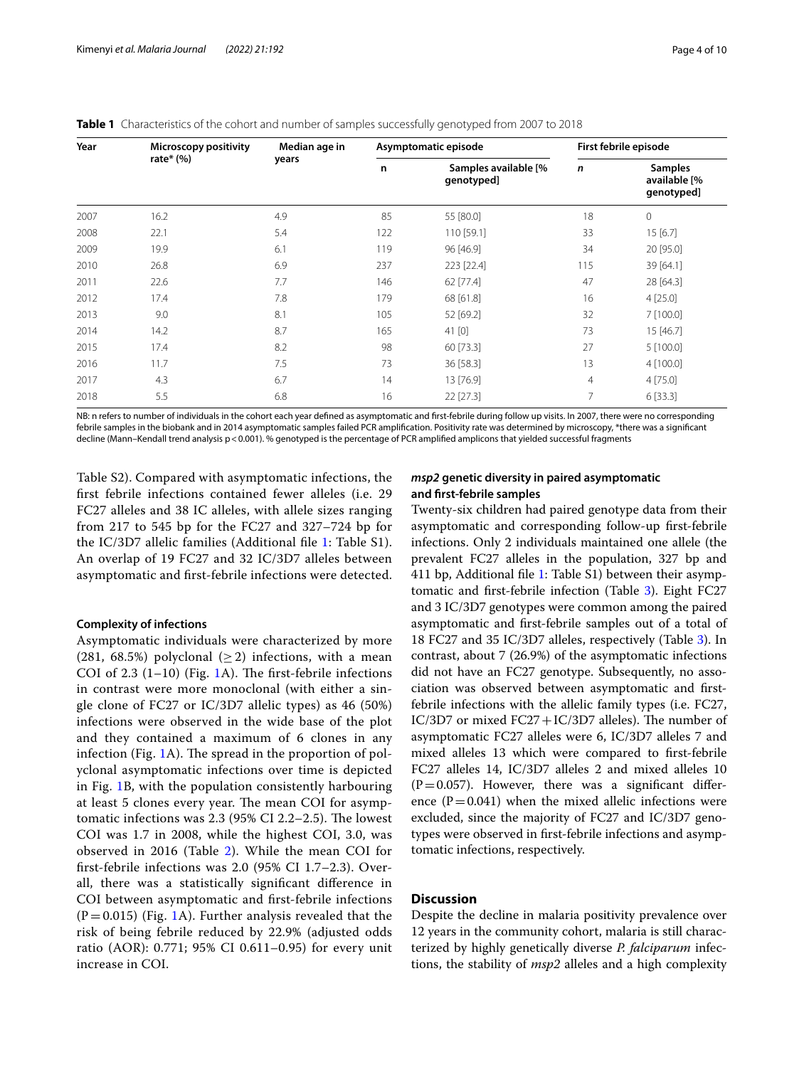**Table 1** Characteristics of the cohort and number of samples successfully genotyped from 2007 to 2018

| Year | Microscopy positivity rate* (%) | Median age in years | Asymptomatic episode | | First febrile episode | |
|---|---|---|---|---|---|---|
| | | | n | Samples available [% genotyped] | *n* | Samples available [% genotyped] |
| 2007 | 16.2 | 4.9 | 85 | 55 [80.0] | 18 | 0 |
| 2008 | 22.1 | 5.4 | 122 | 110 [59.1] | 33 | 15 [6.7] |
| 2009 | 19.9 | 6.1 | 119 | 96 [46.9] | 34 | 20 [95.0] |
| 2010 | 26.8 | 6.9 | 237 | 223 [22.4] | 115 | 39 [64.1] |
| 2011 | 22.6 | 7.7 | 146 | 62 [77.4] | 47 | 28 [64.3] |
| 2012 | 17.4 | 7.8 | 179 | 68 [61.8] | 16 | 4 [25.0] |
| 2013 | 9.0 | 8.1 | 105 | 52 [69.2] | 32 | 7 [100.0] |
| 2014 | 14.2 | 8.7 | 165 | 41 [0] | 73 | 15 [46.7] |
| 2015 | 17.4 | 8.2 | 98 | 60 [73.3] | 27 | 5 [100.0] |
| 2016 | 11.7 | 7.5 | 73 | 36 [58.3] | 13 | 4 [100.0] |
| 2017 | 4.3 | 6.7 | 14 | 13 [76.9] | 4 | 4 [75.0] |
| 2018 | 5.5 | 6.8 | 16 | 22 [27.3] | 7 | 6 [33.3] |

NB: n refers to number of individuals in the cohort each year defined as asymptomatic and first-febrile during follow up visits. In 2007, there were no corresponding febrile samples in the biobank and in 2014 asymptomatic samples failed PCR amplification. Positivity rate was determined by microscopy, *there was a significant decline (Mann–Kendall trend analysis p < 0.001). % genotyped is the percentage of PCR amplified amplicons that yielded successful fragments

Table S2). Compared with asymptomatic infections, the first febrile infections contained fewer alleles (i.e. 29 FC27 alleles and 38 IC alleles, with allele sizes ranging from 217 to 545 bp for the FC27 and 327–724 bp for the IC/3D7 allelic families (Additional file 1: Table S1). An overlap of 19 FC27 and 32 IC/3D7 alleles between asymptomatic and first-febrile infections were detected.

#### Complexity of infections

Asymptomatic individuals were characterized by more (281, 68.5%) polyclonal ($\geq 2$) infections, with a mean COI of 2.3 (1–10) (Fig. 1A). The first-febrile infections in contrast were more monoclonal (with either a single clone of FC27 or IC/3D7 allelic types) as 46 (50%) infections were observed in the wide base of the plot and they contained a maximum of 6 clones in any infection (Fig. 1A). The spread in the proportion of polyclonal asymptomatic infections over time is depicted in Fig. 1B, with the population consistently harbouring at least 5 clones every year. The mean COI for asymptomatic infections was 2.3 (95% CI 2.2–2.5). The lowest COI was 1.7 in 2008, while the highest COI, 3.0, was observed in 2016 (Table 2). While the mean COI for first-febrile infections was 2.0 (95% CI 1.7–2.3). Overall, there was a statistically significant difference in COI between asymptomatic and first-febrile infections ($P = 0.015$) (Fig. 1A). Further analysis revealed that the risk of being febrile reduced by 22.9% (adjusted odds ratio (AOR): 0.771; 95% CI 0.611–0.95) for every unit increase in COI.

#### *msp2* genetic diversity in paired asymptomatic and first-febrile samples

Twenty-six children had paired genotype data from their asymptomatic and corresponding follow-up first-febrile infections. Only 2 individuals maintained one allele (the prevalent FC27 alleles in the population, 327 bp and 411 bp, Additional file 1: Table S1) between their asymptomatic and first-febrile infection (Table 3). Eight FC27 and 3 IC/3D7 genotypes were common among the paired asymptomatic and first-febrile samples out of a total of 18 FC27 and 35 IC/3D7 alleles, respectively (Table 3). In contrast, about 7 (26.9%) of the asymptomatic infections did not have an FC27 genotype. Subsequently, no association was observed between asymptomatic and first-febrile infections with the allelic family types (i.e. FC27, IC/3D7 or mixed FC27 + IC/3D7 alleles). The number of asymptomatic FC27 alleles were 6, IC/3D7 alleles 7 and mixed alleles 13 which were compared to first-febrile FC27 alleles 14, IC/3D7 alleles 2 and mixed alleles 10 ($P = 0.057$). However, there was a significant difference ($P = 0.041$) when the mixed allelic infections were excluded, since the majority of FC27 and IC/3D7 genotypes were observed in first-febrile infections and asymptomatic infections, respectively.

## Discussion

Despite the decline in malaria positivity prevalence over 12 years in the community cohort, malaria is still characterized by highly genetically diverse *P. falciparum* infections, the stability of *msp2* alleles and a high complexity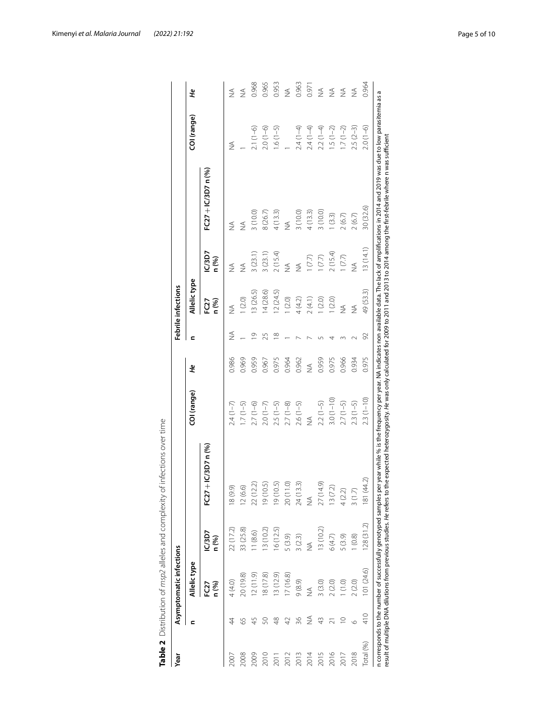**Table 2** Distribution of *msp2* alleles and complexity of infections over time

| Year | Asymptomatic infections | | | | | | Febrile infections | | | | | |
|---|---|---|---|---|---|---|---|---|---|---|---|---|
| | n | Allelic type | | | COI (range) | *He* | n | Allelic type | | | COI (range) | *He* |
| | | FC27 n (%) | IC/3D7 n (%) | FC27 + IC/3D7 n (%) | | | | FC27 n (%) | IC/3D7 n (%) | FC27 + IC/3D7 n (%) | | |
| 2007 | 44 | 4 (4.0) | 22 (17.2) | 18 (9.9) | 2.4 (1–7) | 0.986 | NA | NA | NA | NA | NA | NA |
| 2008 | 65 | 20 (19.8) | 33 (25.8) | 12 (6.6) | 1.7 (1–5) | 0.969 | 1 | 1 (2.0) | NA | NA | 1 | NA |
| 2009 | 45 | 12 (11.9) | 11 (8.6) | 22 (12.2) | 2.7 (1–6) | 0.959 | 19 | 13 (26.5) | 3 (23.1) | 3 (10.0) | 2.1 (1–6) | 0.968 |
| 2010 | 50 | 18 (17.8) | 13 (10.2) | 19 (10.5) | 2.0 (1–7) | 0.967 | 25 | 14 (28.6) | 3 (23.1) | 8 (26.7) | 2.0 (1–6) | 0.965 |
| 2011 | 48 | 13 (12.9) | 16 (12.5) | 19 (10.5) | 2.5 (1–5) | 0.975 | 18 | 12 (24.5) | 2 (15.4) | 4 (13.3) | 1.6 (1–5) | 0.953 |
| 2012 | 42 | 17 (16.8) | 5 (3.9) | 20 (11.0) | 2.7 (1–8) | 0.964 | 1 | 1 (2.0) | NA | NA | 1 | NA |
| 2013 | 36 | 9 (8.9) | 3 (2.3) | 24 (13.3) | 2.6 (1–5) | 0.962 | 7 | 4 (4.2) | NA | 3 (10.0) | 2.4 (1–4) | 0.963 |
| 2014 | NA | NA | NA | NA | NA | NA | 7 | 2 (4.1) | 1 (7.7) | 4 (13.3) | 2.4 (1–4) | 0.971 |
| 2015 | 43 | 3 (3.0) | 13 (10.2) | 27 (14.9) | 2.2 (1–5) | 0.959 | 5 | 1 (2.0) | 1 (7.7) | 3 (10.0) | 2.2 (1–4) | NA |
| 2016 | 21 | 2 (2.0) | 6 (4.7) | 13 (7.2) | 3.0 (1–10) | 0.975 | 4 | 1 (2.0) | 2 (15.4) | 1 (3.3) | 1.5 (1–2) | NA |
| 2017 | 10 | 1 (1.0) | 5 (3.9) | 4 (2.2) | 2.7 (1–5) | 0.966 | 3 | NA | 1 (7.7) | 2 (6.7) | 1.7 (1–2) | NA |
| 2018 | 6 | 2 (2.0) | 1 (0.8) | 3 (1.7) | 2.3 (1–5) | 0.934 | 2 | NA | NA | 2 (6.7) | 2.5 (2–3) | NA |
| Total (%) | 410 | 101 (24.6) | 128 (31.2) | 181 (44.2) | 2.3 (1–10) | 0.975 | 92 | 49 (53.3) | 13 (14.1) | 30 (32.6) | 2.0 (1–6) | 0.964 |

n corresponds to the number of successfully genotyped samples per year while % is the frequency per year. NA indicates non available data. The lack of amplifications in 2014 and 2019 was due to low parasitemia as a result of multiple DNA dilutions from previous studies. *He* refers to the expected heterozygosity. *He* was only calculated for 2009 to 2011 and 2013 to 2014 among the first-febrile where n was sufficient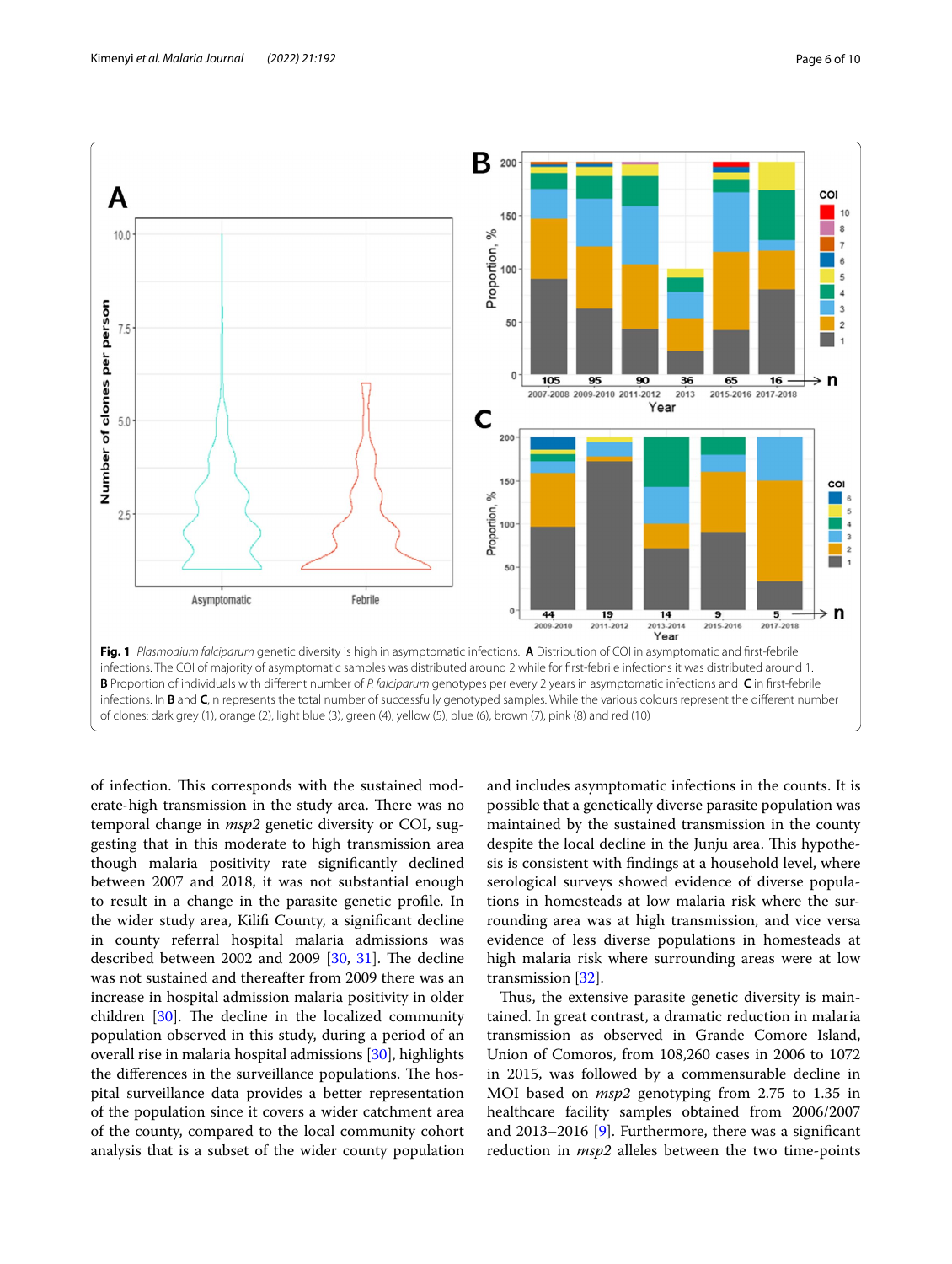**Fig. 1** *Plasmodium falciparum* genetic diversity is high in asymptomatic infections. **A** Distribution of COI in asymptomatic and first-febrile infections. The COI of majority of asymptomatic samples was distributed around 2 while for first-febrile infections it was distributed around 1. **B** Proportion of individuals with different number of *P. falciparum* genotypes per every 2 years in asymptomatic infections and **C** in first-febrile infections. In **B** and **C**, n represents the total number of successfully genotyped samples. While the various colours represent the different number of clones: dark grey (1), orange (2), light blue (3), green (4), yellow (5), blue (6), brown (7), pink (8) and red (10)

of infection. This corresponds with the sustained moderate-high transmission in the study area. There was no temporal change in *msp2* genetic diversity or COI, suggesting that in this moderate to high transmission area though malaria positivity rate significantly declined between 2007 and 2018, it was not substantial enough to result in a change in the parasite genetic profile. In the wider study area, Kilifi County, a significant decline in county referral hospital malaria admissions was described between 2002 and 2009 [30, 31]. The decline was not sustained and thereafter from 2009 there was an increase in hospital admission malaria positivity in older children [30]. The decline in the localized community population observed in this study, during a period of an overall rise in malaria hospital admissions [30], highlights the differences in the surveillance populations. The hospital surveillance data provides a better representation of the population since it covers a wider catchment area of the county, compared to the local community cohort analysis that is a subset of the wider county population and includes asymptomatic infections in the counts. It is possible that a genetically diverse parasite population was maintained by the sustained transmission in the county despite the local decline in the Junju area. This hypothesis is consistent with findings at a household level, where serological surveys showed evidence of diverse populations in homesteads at low malaria risk where the surrounding area was at high transmission, and vice versa evidence of less diverse populations in homesteads at high malaria risk where surrounding areas were at low transmission [32].

Thus, the extensive parasite genetic diversity is maintained. In great contrast, a dramatic reduction in malaria transmission as observed in Grande Comore Island, Union of Comoros, from 108,260 cases in 2006 to 1072 in 2015, was followed by a commensurable decline in MOI based on *msp2* genotyping from 2.75 to 1.35 in healthcare facility samples obtained from 2006/2007 and 2013–2016 [9]. Furthermore, there was a significant reduction in *msp2* alleles between the two time-points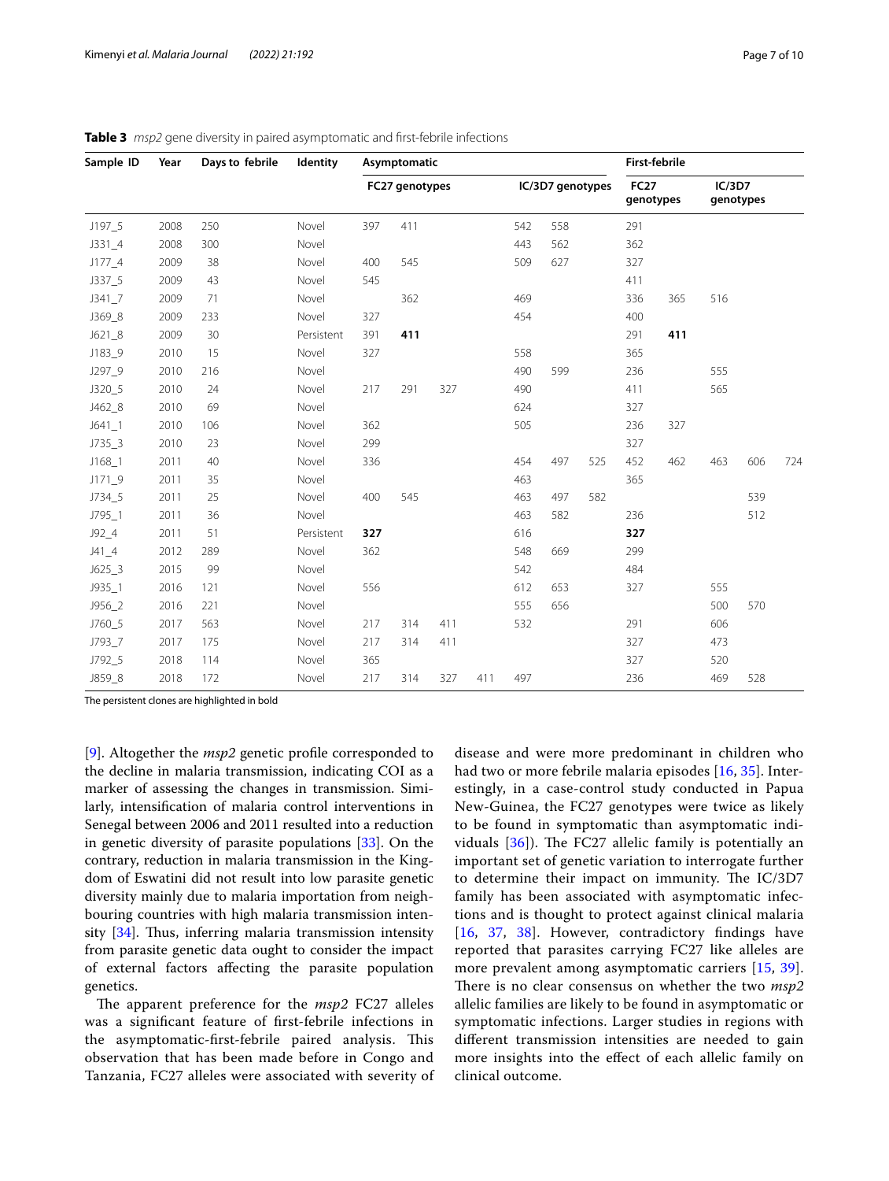**Table 3** *msp2* gene diversity in paired asymptomatic and first-febrile infections

| Sample ID | Year | Days to febrile | Identity | Asymptomatic | | | | | | | First-febrile | | | | |
|---|---|---|---|---|---|---|---|---|---|---|---|---|---|---|---|
| | | | | FC27 genotypes | | | | IC/3D7 genotypes | | | FC27 genotypes | | IC/3D7 genotypes | | |
| J197_5 | 2008 | 250 | Novel | 397 | 411 | | | 542 | 558 | | 291 | | | | |
| J331_4 | 2008 | 300 | Novel | | | | | 443 | 562 | | 362 | | | | |
| J177_4 | 2009 | 38 | Novel | 400 | 545 | | | 509 | 627 | | 327 | | | | |
| J337_5 | 2009 | 43 | Novel | 545 | | | | | | | 411 | | | | |
| J341_7 | 2009 | 71 | Novel | | 362 | | | 469 | | | 336 | 365 | 516 | | |
| J369_8 | 2009 | 233 | Novel | 327 | | | | 454 | | | 400 | | | | |
| J621_8 | 2009 | 30 | Persistent | 391 | **411** | | | | | | 291 | **411** | | | |
| J183_9 | 2010 | 15 | Novel | 327 | | | | 558 | | | 365 | | | | |
| J297_9 | 2010 | 216 | Novel | | | | | 490 | 599 | | 236 | | 555 | | |
| J320_5 | 2010 | 24 | Novel | 217 | 291 | 327 | | 490 | | | 411 | | 565 | | |
| J462_8 | 2010 | 69 | Novel | | | | | 624 | | | 327 | | | | |
| J641_1 | 2010 | 106 | Novel | 362 | | | | 505 | | | 236 | 327 | | | |
| J735_3 | 2010 | 23 | Novel | 299 | | | | | | | 327 | | | | |
| J168_1 | 2011 | 40 | Novel | 336 | | | | 454 | 497 | 525 | 452 | 462 | 463 | 606 | 724 |
| J171_9 | 2011 | 35 | Novel | | | | | 463 | | | 365 | | | | |
| J734_5 | 2011 | 25 | Novel | 400 | 545 | | | 463 | 497 | 582 | | | | 539 | |
| J795_1 | 2011 | 36 | Novel | | | | | 463 | 582 | | 236 | | | 512 | |
| J92_4 | 2011 | 51 | Persistent | **327** | | | | 616 | | | **327** | | | | |
| J41_4 | 2012 | 289 | Novel | 362 | | | | 548 | 669 | | 299 | | | | |
| J625_3 | 2015 | 99 | Novel | | | | | 542 | | | 484 | | | | |
| J935_1 | 2016 | 121 | Novel | 556 | | | | 612 | 653 | | 327 | | 555 | | |
| J956_2 | 2016 | 221 | Novel | | | | | 555 | 656 | | | | 500 | 570 | |
| J760_5 | 2017 | 563 | Novel | 217 | 314 | 411 | | 532 | | | 291 | | 606 | | |
| J793_7 | 2017 | 175 | Novel | 217 | 314 | 411 | | | | | 327 | | 473 | | |
| J792_5 | 2018 | 114 | Novel | 365 | | | | | | | 327 | | 520 | | |
| J859_8 | 2018 | 172 | Novel | 217 | 314 | 327 | 411 | 497 | | | 236 | | 469 | 528 | |

The persistent clones are highlighted in bold

[9]. Altogether the *msp2* genetic profile corresponded to the decline in malaria transmission, indicating COI as a marker of assessing the changes in transmission. Similarly, intensification of malaria control interventions in Senegal between 2006 and 2011 resulted into a reduction in genetic diversity of parasite populations [33]. On the contrary, reduction in malaria transmission in the Kingdom of Eswatini did not result into low parasite genetic diversity mainly due to malaria importation from neighbouring countries with high malaria transmission intensity [34]. Thus, inferring malaria transmission intensity from parasite genetic data ought to consider the impact of external factors affecting the parasite population genetics.

The apparent preference for the *msp2* FC27 alleles was a significant feature of first-febrile infections in the asymptomatic-first-febrile paired analysis. This observation that has been made before in Congo and Tanzania, FC27 alleles were associated with severity of disease and were more predominant in children who had two or more febrile malaria episodes [16, 35]. Interestingly, in a case-control study conducted in Papua New-Guinea, the FC27 genotypes were twice as likely to be found in symptomatic than asymptomatic individuals [36]). The FC27 allelic family is potentially an important set of genetic variation to interrogate further to determine their impact on immunity. The IC/3D7 family has been associated with asymptomatic infections and is thought to protect against clinical malaria [16, 37, 38]. However, contradictory findings have reported that parasites carrying FC27 like alleles are more prevalent among asymptomatic carriers [15, 39]. There is no clear consensus on whether the two *msp2* allelic families are likely to be found in asymptomatic or symptomatic infections. Larger studies in regions with different transmission intensities are needed to gain more insights into the effect of each allelic family on clinical outcome.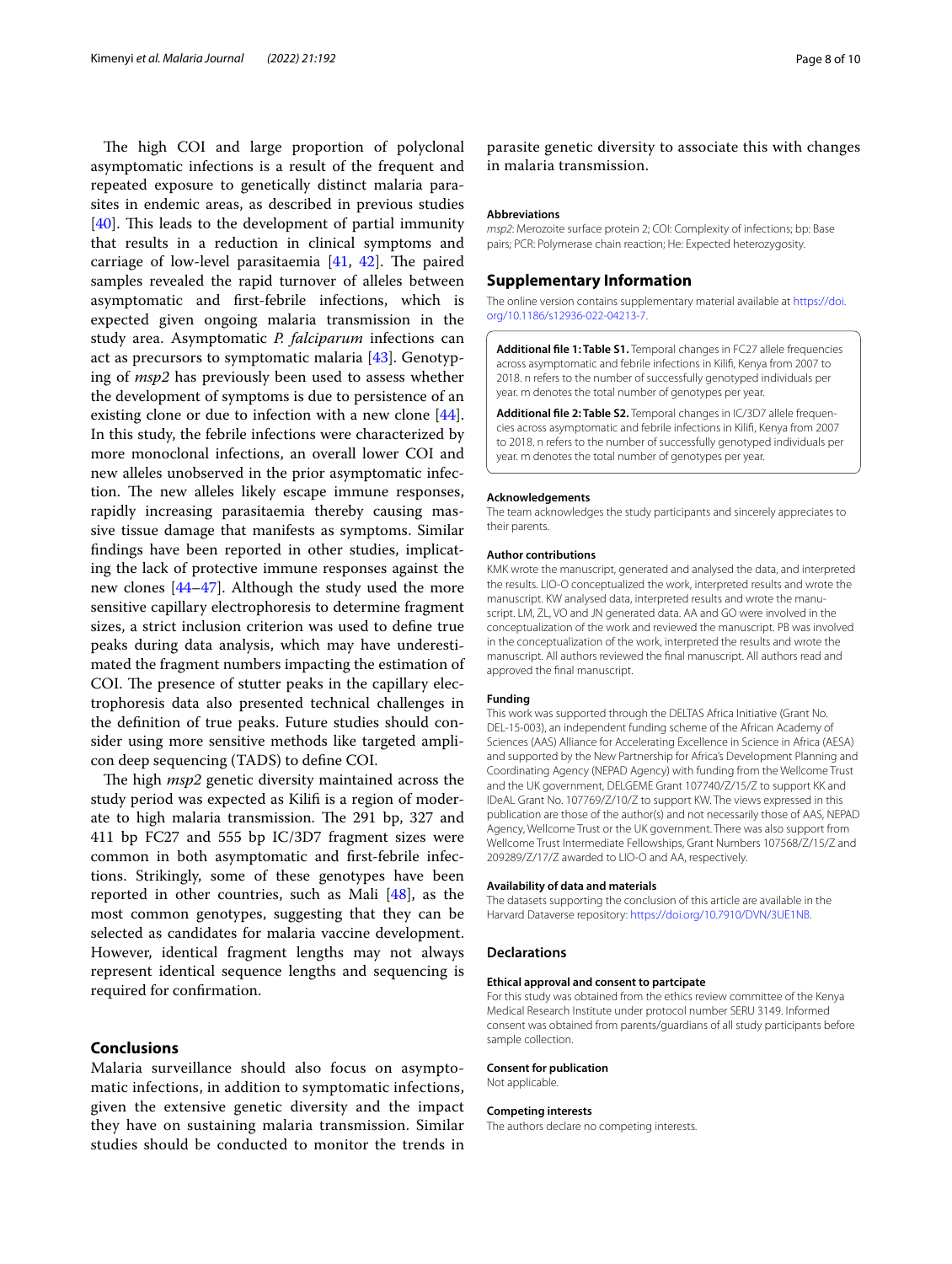The high COI and large proportion of polyclonal asymptomatic infections is a result of the frequent and repeated exposure to genetically distinct malaria parasites in endemic areas, as described in previous studies [40]. This leads to the development of partial immunity that results in a reduction in clinical symptoms and carriage of low-level parasitaemia [41, 42]. The paired samples revealed the rapid turnover of alleles between asymptomatic and first-febrile infections, which is expected given ongoing malaria transmission in the study area. Asymptomatic *P. falciparum* infections can act as precursors to symptomatic malaria [43]. Genotyping of *msp2* has previously been used to assess whether the development of symptoms is due to persistence of an existing clone or due to infection with a new clone [44]. In this study, the febrile infections were characterized by more monoclonal infections, an overall lower COI and new alleles unobserved in the prior asymptomatic infection. The new alleles likely escape immune responses, rapidly increasing parasitaemia thereby causing massive tissue damage that manifests as symptoms. Similar findings have been reported in other studies, implicating the lack of protective immune responses against the new clones [44–47]. Although the study used the more sensitive capillary electrophoresis to determine fragment sizes, a strict inclusion criterion was used to define true peaks during data analysis, which may have underestimated the fragment numbers impacting the estimation of COI. The presence of stutter peaks in the capillary electrophoresis data also presented technical challenges in the definition of true peaks. Future studies should consider using more sensitive methods like targeted amplicon deep sequencing (TADS) to define COI.

The high *msp2* genetic diversity maintained across the study period was expected as Kilifi is a region of moderate to high malaria transmission. The 291 bp, 327 and 411 bp FC27 and 555 bp IC/3D7 fragment sizes were common in both asymptomatic and first-febrile infections. Strikingly, some of these genotypes have been reported in other countries, such as Mali [48], as the most common genotypes, suggesting that they can be selected as candidates for malaria vaccine development. However, identical fragment lengths may not always represent identical sequence lengths and sequencing is required for confirmation.

## Conclusions

Malaria surveillance should also focus on asymptomatic infections, in addition to symptomatic infections, given the extensive genetic diversity and the impact they have on sustaining malaria transmission. Similar studies should be conducted to monitor the trends in parasite genetic diversity to associate this with changes in malaria transmission.

### Abbreviations

*msp2*: Merozoite surface protein 2; COI: Complexity of infections; bp: Base pairs; PCR: Polymerase chain reaction; He: Expected heterozygosity.

## Supplementary Information

The online version contains supplementary material available at https://doi.org/10.1186/s12936-022-04213-7.

**Additional file 1: Table S1.** Temporal changes in FC27 allele frequencies across asymptomatic and febrile infections in Kilifi, Kenya from 2007 to 2018. n refers to the number of successfully genotyped individuals per year. m denotes the total number of genotypes per year.

**Additional file 2: Table S2.** Temporal changes in IC/3D7 allele frequencies across asymptomatic and febrile infections in Kilifi, Kenya from 2007 to 2018. n refers to the number of successfully genotyped individuals per year. m denotes the total number of genotypes per year.

### Acknowledgements

The team acknowledges the study participants and sincerely appreciates to their parents.

### Author contributions

KMK wrote the manuscript, generated and analysed the data, and interpreted the results. LIO-O conceptualized the work, interpreted results and wrote the manuscript. KW analysed data, interpreted results and wrote the manuscript. LM, ZL, VO and JN generated data. AA and GO were involved in the conceptualization of the work and reviewed the manuscript. PB was involved in the conceptualization of the work, interpreted the results and wrote the manuscript. All authors reviewed the final manuscript. All authors read and approved the final manuscript.

### Funding

This work was supported through the DELTAS Africa Initiative (Grant No. DEL-15-003), an independent funding scheme of the African Academy of Sciences (AAS) Alliance for Accelerating Excellence in Science in Africa (AESA) and supported by the New Partnership for Africa's Development Planning and Coordinating Agency (NEPAD Agency) with funding from the Wellcome Trust and the UK government, DELGEME Grant 107740/Z/15/Z to support KK and IDeAL Grant No. 107769/Z/10/Z to support KW. The views expressed in this publication are those of the author(s) and not necessarily those of AAS, NEPAD Agency, Wellcome Trust or the UK government. There was also support from Wellcome Trust Intermediate Fellowships, Grant Numbers 107568/Z/15/Z and 209289/Z/17/Z awarded to LIO-O and AA, respectively.

### Availability of data and materials

The datasets supporting the conclusion of this article are available in the Harvard Dataverse repository: https://doi.org/10.7910/DVN/3UE1NB.

## Declarations

### Ethical approval and consent to partcipate

For this study was obtained from the ethics review committee of the Kenya Medical Research Institute under protocol number SERU 3149. Informed consent was obtained from parents/guardians of all study participants before sample collection.

### Consent for publication

Not applicable.

### Competing interests

The authors declare no competing interests.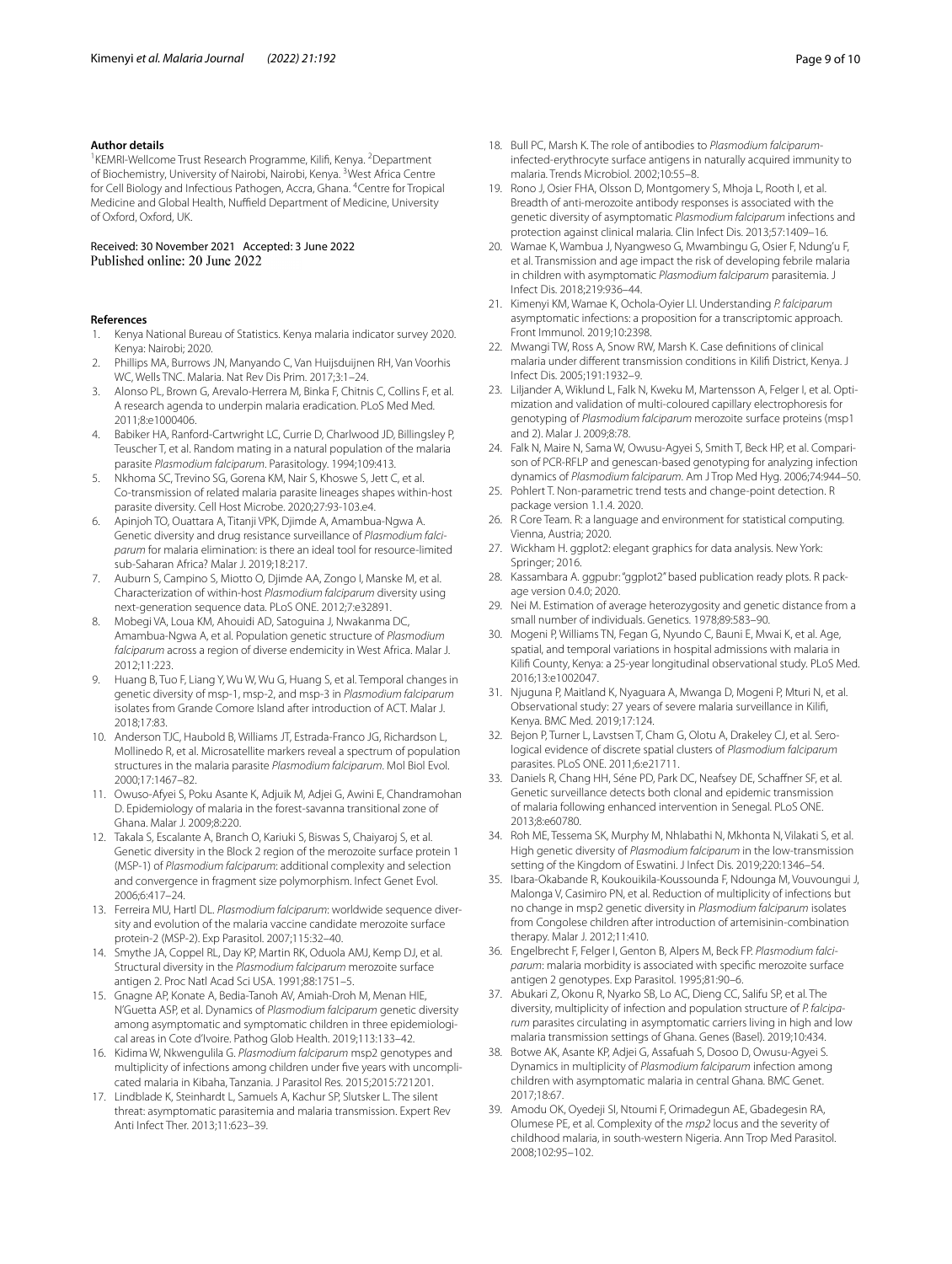**Author details**

[1]KEMRI-Wellcome Trust Research Programme, Kilifi, Kenya. [2]Department of Biochemistry, University of Nairobi, Nairobi, Kenya. [3]West Africa Centre for Cell Biology and Infectious Pathogen, Accra, Ghana. [4]Centre for Tropical Medicine and Global Health, Nuffield Department of Medicine, University of Oxford, Oxford, UK.

Received: 30 November 2021 Accepted: 3 June 2022
Published online: 20 June 2022

**References**

1. Kenya National Bureau of Statistics. Kenya malaria indicator survey 2020. Kenya: Nairobi; 2020.
2. Phillips MA, Burrows JN, Manyando C, Van Huijsduijnen RH, Van Voorhis WC, Wells TNC. Malaria. Nat Rev Dis Prim. 2017;3:1–24.
3. Alonso PL, Brown G, Arevalo-Herrera M, Binka F, Chitnis C, Collins F, et al. A research agenda to underpin malaria eradication. PLoS Med Med. 2011;8:e1000406.
4. Babiker HA, Ranford-Cartwright LC, Currie D, Charlwood JD, Billingsley P, Teuscher T, et al. Random mating in a natural population of the malaria parasite *Plasmodium falciparum*. Parasitology. 1994;109:413.
5. Nkhoma SC, Trevino SG, Gorena KM, Nair S, Khoswe S, Jett C, et al. Co-transmission of related malaria parasite lineages shapes within-host parasite diversity. Cell Host Microbe. 2020;27:93-103.e4.
6. Apinjoh TO, Ouattara A, Titanji VPK, Djimde A, Amambua-Ngwa A. Genetic diversity and drug resistance surveillance of *Plasmodium falciparum* for malaria elimination: is there an ideal tool for resource-limited sub-Saharan Africa? Malar J. 2019;18:217.
7. Auburn S, Campino S, Miotto O, Djimde AA, Zongo I, Manske M, et al. Characterization of within-host *Plasmodium falciparum* diversity using next-generation sequence data. PLoS ONE. 2012;7:e32891.
8. Mobegi VA, Loua KM, Ahouidi AD, Satoguina J, Nwakanma DC, Amambua-Ngwa A, et al. Population genetic structure of *Plasmodium falciparum* across a region of diverse endemicity in West Africa. Malar J. 2012;11:223.
9. Huang B, Tuo F, Liang Y, Wu W, Wu G, Huang S, et al. Temporal changes in genetic diversity of msp-1, msp-2, and msp-3 in *Plasmodium falciparum* isolates from Grande Comore Island after introduction of ACT. Malar J. 2018;17:83.
10. Anderson TJC, Haubold B, Williams JT, Estrada-Franco JG, Richardson L, Mollinedo R, et al. Microsatellite markers reveal a spectrum of population structures in the malaria parasite *Plasmodium falciparum*. Mol Biol Evol. 2000;17:1467–82.
11. Owuso-Afyei S, Poku Asante K, Adjuik M, Adjei G, Awini E, Chandramohan D. Epidemiology of malaria in the forest-savanna transitional zone of Ghana. Malar J. 2009;8:220.
12. Takala S, Escalante A, Branch O, Kariuki S, Biswas S, Chaiyaroj S, et al. Genetic diversity in the Block 2 region of the merozoite surface protein 1 (MSP-1) of *Plasmodium falciparum*: additional complexity and selection and convergence in fragment size polymorphism. Infect Genet Evol. 2006;6:417–24.
13. Ferreira MU, Hartl DL. *Plasmodium falciparum*: worldwide sequence diversity and evolution of the malaria vaccine candidate merozoite surface protein-2 (MSP-2). Exp Parasitol. 2007;115:32–40.
14. Smythe JA, Coppel RL, Day KP, Martin RK, Oduola AMJ, Kemp DJ, et al. Structural diversity in the *Plasmodium falciparum* merozoite surface antigen 2. Proc Natl Acad Sci USA. 1991;88:1751–5.
15. Gnagne AP, Konate A, Bedia-Tanoh AV, Amiah-Droh M, Menan HIE, N'Guetta ASP, et al. Dynamics of *Plasmodium falciparum* genetic diversity among asymptomatic and symptomatic children in three epidemiological areas in Cote d'Ivoire. Pathog Glob Health. 2019;113:133–42.
16. Kidima W, Nkwengulila G. *Plasmodium falciparum* msp2 genotypes and multiplicity of infections among children under five years with uncomplicated malaria in Kibaha, Tanzania. J Parasitol Res. 2015;2015:721201.
17. Lindblade K, Steinhardt L, Samuels A, Kachur SP, Slutsker L. The silent threat: asymptomatic parasitemia and malaria transmission. Expert Rev Anti Infect Ther. 2013;11:623–39.
18. Bull PC, Marsh K. The role of antibodies to *Plasmodium falciparum*-infected-erythrocyte surface antigens in naturally acquired immunity to malaria. Trends Microbiol. 2002;10:55–8.
19. Rono J, Osier FHA, Olsson D, Montgomery S, Mhoja L, Rooth I, et al. Breadth of anti-merozoite antibody responses is associated with the genetic diversity of asymptomatic *Plasmodium falciparum* infections and protection against clinical malaria. Clin Infect Dis. 2013;57:1409–16.
20. Wamae K, Wambua J, Nyangweso G, Mwambingu G, Osier F, Ndung'u F, et al. Transmission and age impact the risk of developing febrile malaria in children with asymptomatic *Plasmodium falciparum* parasitemia. J Infect Dis. 2018;219:936–44.
21. Kimenyi KM, Wamae K, Ochola-Oyier LI. Understanding *P. falciparum* asymptomatic infections: a proposition for a transcriptomic approach. Front Immunol. 2019;10:2398.
22. Mwangi TW, Ross A, Snow RW, Marsh K. Case definitions of clinical malaria under different transmission conditions in Kilifi District, Kenya. J Infect Dis. 2005;191:1932–9.
23. Liljander A, Wiklund L, Falk N, Kweku M, Martensson A, Felger I, et al. Optimization and validation of multi-coloured capillary electrophoresis for genotyping of *Plasmodium falciparum* merozoite surface proteins (msp1 and 2). Malar J. 2009;8:78.
24. Falk N, Maire N, Sama W, Owusu-Agyei S, Smith T, Beck HP, et al. Comparison of PCR-RFLP and genescan-based genotyping for analyzing infection dynamics of *Plasmodium falciparum*. Am J Trop Med Hyg. 2006;74:944–50.
25. Pohlert T. Non-parametric trend tests and change-point detection. R package version 1.1.4. 2020.
26. R Core Team. R: a language and environment for statistical computing. Vienna, Austria; 2020.
27. Wickham H. ggplot2: elegant graphics for data analysis. New York: Springer; 2016.
28. Kassambara A. ggpubr: "ggplot2" based publication ready plots. R package version 0.4.0; 2020.
29. Nei M. Estimation of average heterozygosity and genetic distance from a small number of individuals. Genetics. 1978;89:583–90.
30. Mogeni P, Williams TN, Fegan G, Nyundo C, Bauni E, Mwai K, et al. Age, spatial, and temporal variations in hospital admissions with malaria in Kilifi County, Kenya: a 25-year longitudinal observational study. PLoS Med. 2016;13:e1002047.
31. Njuguna P, Maitland K, Nyaguara A, Mwanga D, Mogeni P, Mturi N, et al. Observational study: 27 years of severe malaria surveillance in Kilifi, Kenya. BMC Med. 2019;17:124.
32. Bejon P, Turner L, Lavstsen T, Cham G, Olotu A, Drakeley CJ, et al. Serological evidence of discrete spatial clusters of *Plasmodium falciparum* parasites. PLoS ONE. 2011;6:e21711.
33. Daniels R, Chang HH, Séne PD, Park DC, Neafsey DE, Schaffner SF, et al. Genetic surveillance detects both clonal and epidemic transmission of malaria following enhanced intervention in Senegal. PLoS ONE. 2013;8:e60780.
34. Roh ME, Tessema SK, Murphy M, Nhlabathi N, Mkhonta N, Vilakati S, et al. High genetic diversity of *Plasmodium falciparum* in the low-transmission setting of the Kingdom of Eswatini. J Infect Dis. 2019;220:1346–54.
35. Ibara-Okabande R, Koukouikila-Koussounda F, Ndounga M, Vouvoungui J, Malonga V, Casimiro PN, et al. Reduction of multiplicity of infections but no change in msp2 genetic diversity in *Plasmodium falciparum* isolates from Congolese children after introduction of artemisinin-combination therapy. Malar J. 2012;11:410.
36. Engelbrecht F, Felger I, Genton B, Alpers M, Beck FP. *Plasmodium falciparum*: malaria morbidity is associated with specific merozoite surface antigen 2 genotypes. Exp Parasitol. 1995;81:90–6.
37. Abukari Z, Okonu R, Nyarko SB, Lo AC, Dieng CC, Salifu SP, et al. The diversity, multiplicity of infection and population structure of *P. falciparum* parasites circulating in asymptomatic carriers living in high and low malaria transmission settings of Ghana. Genes (Basel). 2019;10:434.
38. Botwe AK, Asante KP, Adjei G, Assafuah S, Dosoo D, Owusu-Agyei S. Dynamics in multiplicity of *Plasmodium falciparum* infection among children with asymptomatic malaria in central Ghana. BMC Genet. 2017;18:67.
39. Amodu OK, Oyedeji SI, Ntoumi F, Orimadegun AE, Gbadegesin RA, Olumese PE, et al. Complexity of the *msp2* locus and the severity of childhood malaria, in south-western Nigeria. Ann Trop Med Parasitol. 2008;102:95–102.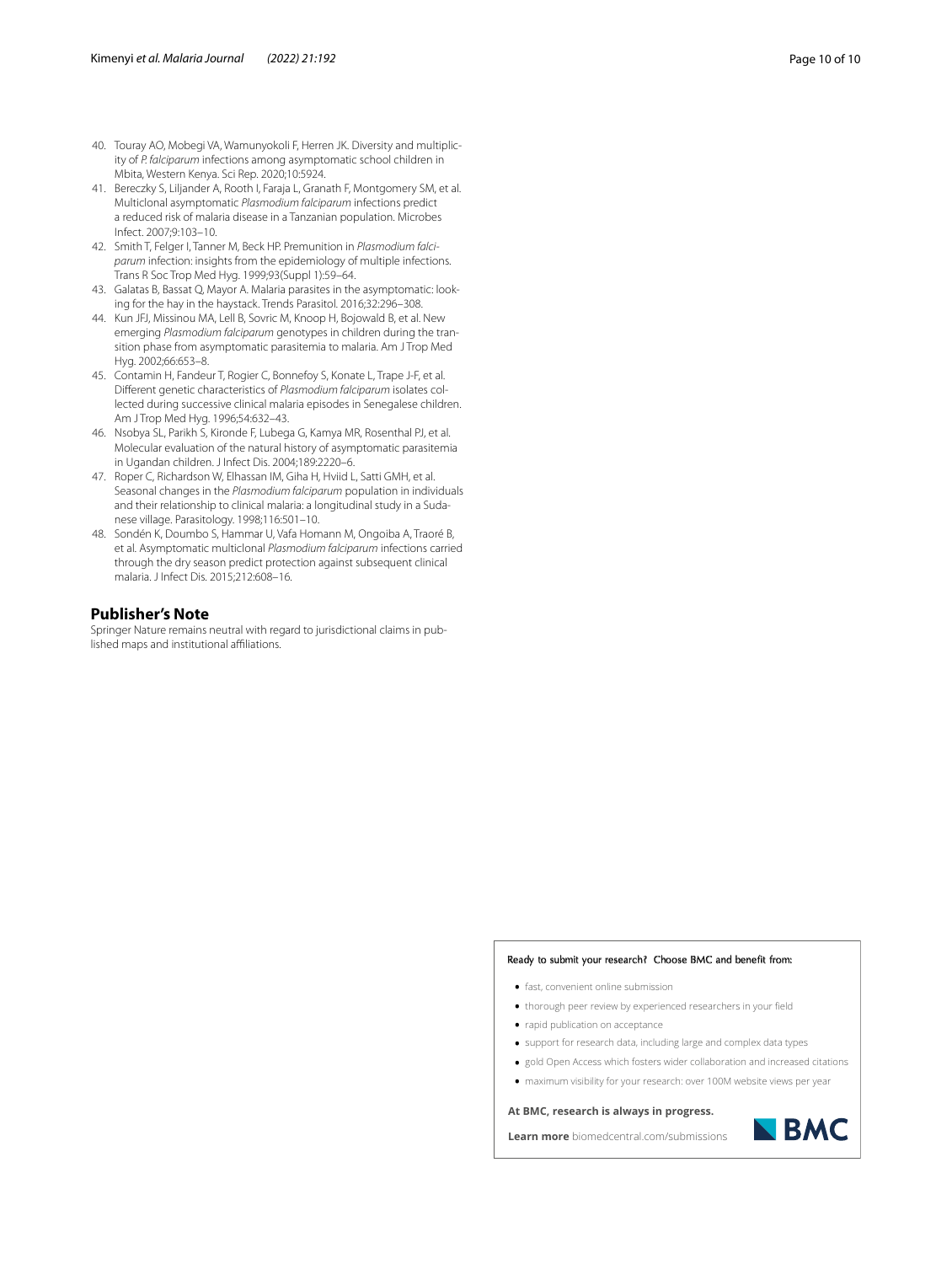40. Touray AO, Mobegi VA, Wamunyokoli F, Herren JK. Diversity and multiplicity of *P. falciparum* infections among asymptomatic school children in Mbita, Western Kenya. Sci Rep. 2020;10:5924.
41. Bereczky S, Liljander A, Rooth I, Faraja L, Granath F, Montgomery SM, et al. Multiclonal asymptomatic *Plasmodium falciparum* infections predict a reduced risk of malaria disease in a Tanzanian population. Microbes Infect. 2007;9:103–10.
42. Smith T, Felger I, Tanner M, Beck HP. Premunition in *Plasmodium falciparum* infection: insights from the epidemiology of multiple infections. Trans R Soc Trop Med Hyg. 1999;93(Suppl 1):59–64.
43. Galatas B, Bassat Q, Mayor A. Malaria parasites in the asymptomatic: looking for the hay in the haystack. Trends Parasitol. 2016;32:296–308.
44. Kun JFJ, Missinou MA, Lell B, Sovric M, Knoop H, Bojowald B, et al. New emerging *Plasmodium falciparum* genotypes in children during the transition phase from asymptomatic parasitemia to malaria. Am J Trop Med Hyg. 2002;66:653–8.
45. Contamin H, Fandeur T, Rogier C, Bonnefoy S, Konate L, Trape J-F, et al. Different genetic characteristics of *Plasmodium falciparum* isolates collected during successive clinical malaria episodes in Senegalese children. Am J Trop Med Hyg. 1996;54:632–43.
46. Nsobya SL, Parikh S, Kironde F, Lubega G, Kamya MR, Rosenthal PJ, et al. Molecular evaluation of the natural history of asymptomatic parasitemia in Ugandan children. J Infect Dis. 2004;189:2220–6.
47. Roper C, Richardson W, Elhassan IM, Giha H, Hviid L, Satti GMH, et al. Seasonal changes in the *Plasmodium falciparum* population in individuals and their relationship to clinical malaria: a longitudinal study in a Sudanese village. Parasitology. 1998;116:501–10.
48. Sondén K, Doumbo S, Hammar U, Vafa Homann M, Ongoiba A, Traoré B, et al. Asymptomatic multiclonal *Plasmodium falciparum* infections carried through the dry season predict protection against subsequent clinical malaria. J Infect Dis. 2015;212:608–16.

## Publisher's Note

Springer Nature remains neutral with regard to jurisdictional claims in published maps and institutional affiliations.

Ready to submit your research? Choose BMC and benefit from:

- fast, convenient online submission
- thorough peer review by experienced researchers in your field
- rapid publication on acceptance
- support for research data, including large and complex data types
- gold Open Access which fosters wider collaboration and increased citations
- maximum visibility for your research: over 100M website views per year

**At BMC, research is always in progress.**

**Learn more** biomedcentral.com/submissions

BMC